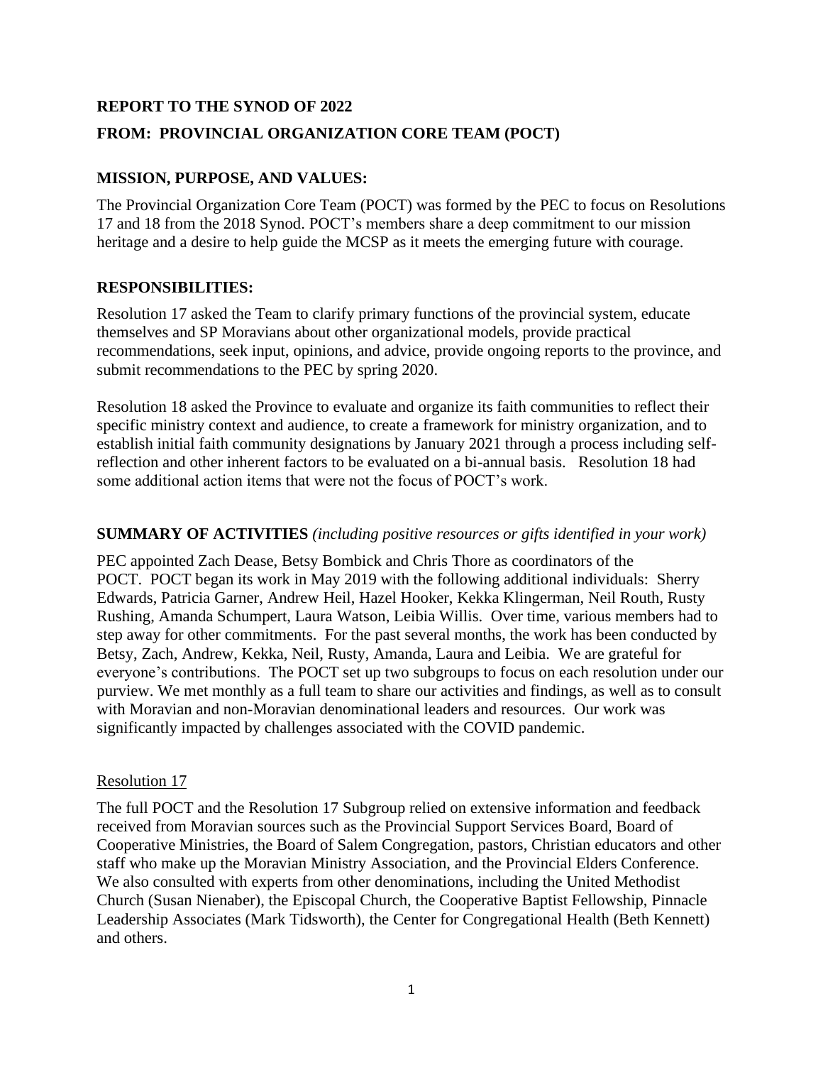**REPORT TO THE SYNOD OF 2022**

**FROM: PROVINCIAL ORGANIZATION CORE TEAM (POCT)**

## MISSION, PURPOSE, AND VALUES:

The Provincial Organization Core Team (POCT) was formed by the PEC to focus on Resolutions 17 and 18 from the 2018 Synod. POCT's members share a deep commitment to our mission heritage and a desire to help guide the MCSP as it meets the emerging future with courage.

## RESPONSIBILITIES:

Resolution 17 asked the Team to clarify primary functions of the provincial system, educate themselves and SP Moravians about other organizational models, provide practical recommendations, seek input, opinions, and advice, provide ongoing reports to the province, and submit recommendations to the PEC by spring 2020.

Resolution 18 asked the Province to evaluate and organize its faith communities to reflect their specific ministry context and audience, to create a framework for ministry organization, and to establish initial faith community designations by January 2021 through a process including self-reflection and other inherent factors to be evaluated on a bi-annual basis. Resolution 18 had some additional action items that were not the focus of POCT's work.

## SUMMARY OF ACTIVITIES *(including positive resources or gifts identified in your work)*

PEC appointed Zach Dease, Betsy Bombick and Chris Thore as coordinators of the POCT. POCT began its work in May 2019 with the following additional individuals: Sherry Edwards, Patricia Garner, Andrew Heil, Hazel Hooker, Kekka Klingerman, Neil Routh, Rusty Rushing, Amanda Schumpert, Laura Watson, Leibia Willis. Over time, various members had to step away for other commitments. For the past several months, the work has been conducted by Betsy, Zach, Andrew, Kekka, Neil, Rusty, Amanda, Laura and Leibia. We are grateful for everyone's contributions. The POCT set up two subgroups to focus on each resolution under our purview. We met monthly as a full team to share our activities and findings, as well as to consult with Moravian and non-Moravian denominational leaders and resources. Our work was significantly impacted by challenges associated with the COVID pandemic.

### Resolution 17

The full POCT and the Resolution 17 Subgroup relied on extensive information and feedback received from Moravian sources such as the Provincial Support Services Board, Board of Cooperative Ministries, the Board of Salem Congregation, pastors, Christian educators and other staff who make up the Moravian Ministry Association, and the Provincial Elders Conference. We also consulted with experts from other denominations, including the United Methodist Church (Susan Nienaber), the Episcopal Church, the Cooperative Baptist Fellowship, Pinnacle Leadership Associates (Mark Tidsworth), the Center for Congregational Health (Beth Kennett) and others.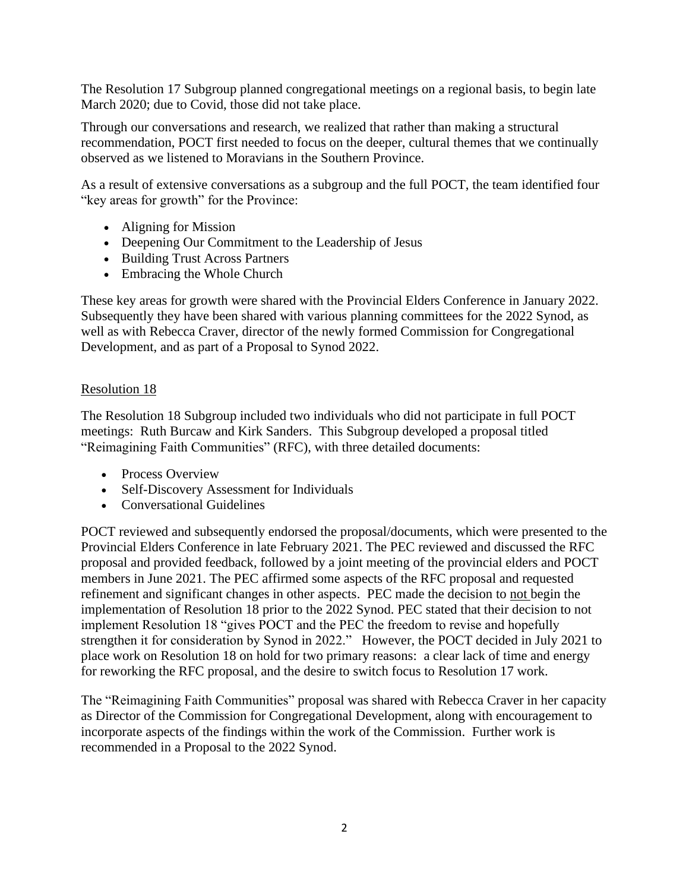The Resolution 17 Subgroup planned congregational meetings on a regional basis, to begin late March 2020; due to Covid, those did not take place.

Through our conversations and research, we realized that rather than making a structural recommendation, POCT first needed to focus on the deeper, cultural themes that we continually observed as we listened to Moravians in the Southern Province.

As a result of extensive conversations as a subgroup and the full POCT, the team identified four "key areas for growth" for the Province:

- Aligning for Mission
- Deepening Our Commitment to the Leadership of Jesus
- Building Trust Across Partners
- Embracing the Whole Church

These key areas for growth were shared with the Provincial Elders Conference in January 2022. Subsequently they have been shared with various planning committees for the 2022 Synod, as well as with Rebecca Craver, director of the newly formed Commission for Congregational Development, and as part of a Proposal to Synod 2022.

## Resolution 18

The Resolution 18 Subgroup included two individuals who did not participate in full POCT meetings: Ruth Burcaw and Kirk Sanders. This Subgroup developed a proposal titled "Reimagining Faith Communities" (RFC), with three detailed documents:

- Process Overview
- Self-Discovery Assessment for Individuals
- Conversational Guidelines

POCT reviewed and subsequently endorsed the proposal/documents, which were presented to the Provincial Elders Conference in late February 2021. The PEC reviewed and discussed the RFC proposal and provided feedback, followed by a joint meeting of the provincial elders and POCT members in June 2021. The PEC affirmed some aspects of the RFC proposal and requested refinement and significant changes in other aspects. PEC made the decision to <u>not</u> begin the implementation of Resolution 18 prior to the 2022 Synod. PEC stated that their decision to not implement Resolution 18 "gives POCT and the PEC the freedom to revise and hopefully strengthen it for consideration by Synod in 2022." However, the POCT decided in July 2021 to place work on Resolution 18 on hold for two primary reasons: a clear lack of time and energy for reworking the RFC proposal, and the desire to switch focus to Resolution 17 work.

The "Reimagining Faith Communities" proposal was shared with Rebecca Craver in her capacity as Director of the Commission for Congregational Development, along with encouragement to incorporate aspects of the findings within the work of the Commission. Further work is recommended in a Proposal to the 2022 Synod.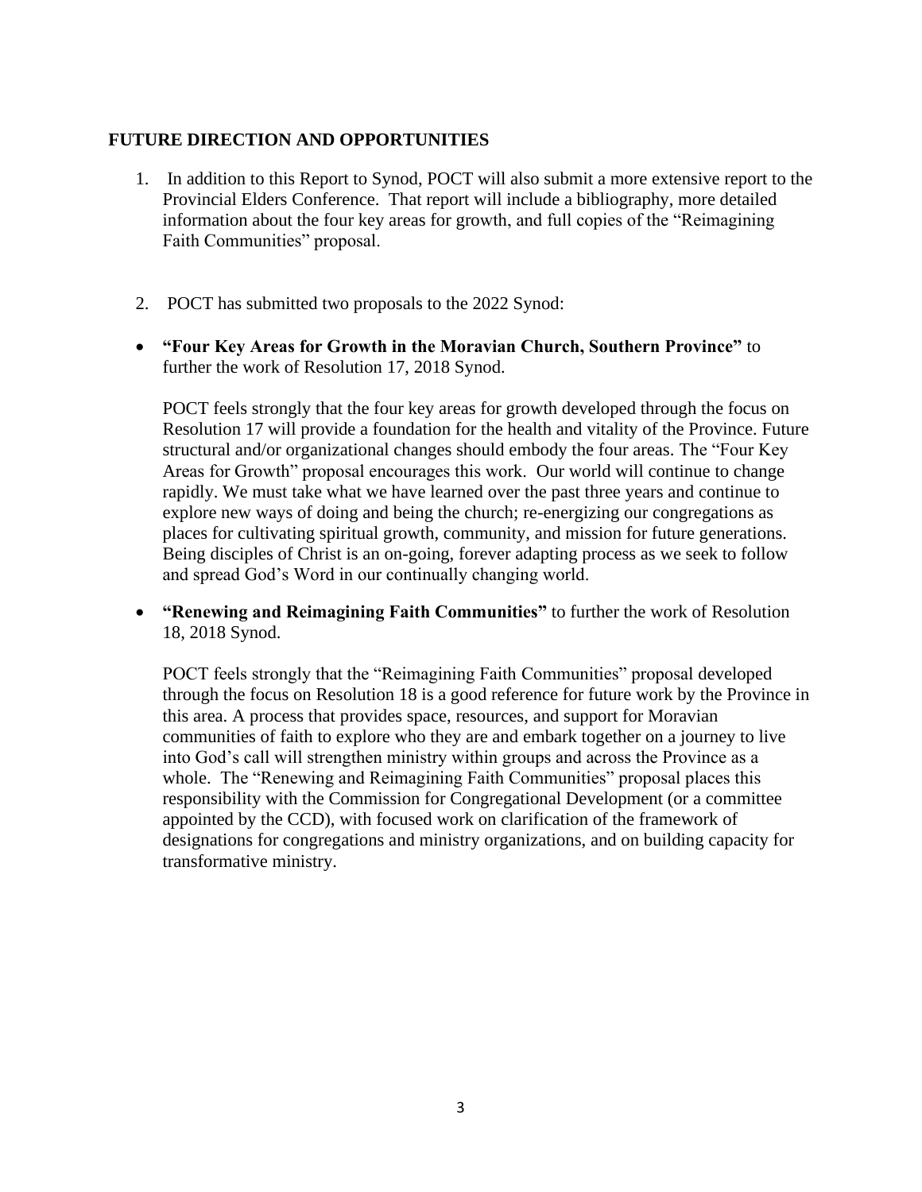## FUTURE DIRECTION AND OPPORTUNITIES

1. In addition to this Report to Synod, POCT will also submit a more extensive report to the Provincial Elders Conference. That report will include a bibliography, more detailed information about the four key areas for growth, and full copies of the "Reimagining Faith Communities" proposal.

2. POCT has submitted two proposals to the 2022 Synod:

- **"Four Key Areas for Growth in the Moravian Church, Southern Province"** to further the work of Resolution 17, 2018 Synod.

  POCT feels strongly that the four key areas for growth developed through the focus on Resolution 17 will provide a foundation for the health and vitality of the Province. Future structural and/or organizational changes should embody the four areas. The "Four Key Areas for Growth" proposal encourages this work. Our world will continue to change rapidly. We must take what we have learned over the past three years and continue to explore new ways of doing and being the church; re-energizing our congregations as places for cultivating spiritual growth, community, and mission for future generations. Being disciples of Christ is an on-going, forever adapting process as we seek to follow and spread God's Word in our continually changing world.

- **"Renewing and Reimagining Faith Communities"** to further the work of Resolution 18, 2018 Synod.

  POCT feels strongly that the "Reimagining Faith Communities" proposal developed through the focus on Resolution 18 is a good reference for future work by the Province in this area. A process that provides space, resources, and support for Moravian communities of faith to explore who they are and embark together on a journey to live into God's call will strengthen ministry within groups and across the Province as a whole. The "Renewing and Reimagining Faith Communities" proposal places this responsibility with the Commission for Congregational Development (or a committee appointed by the CCD), with focused work on clarification of the framework of designations for congregations and ministry organizations, and on building capacity for transformative ministry.